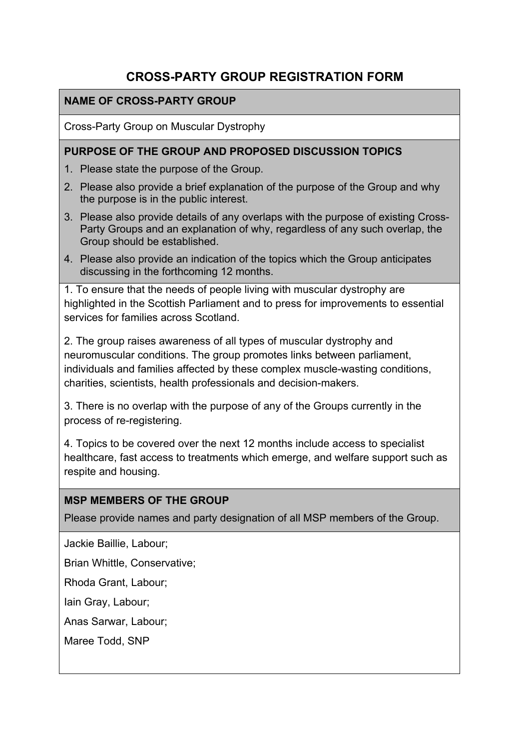# CROSS-PARTY GROUP REGISTRATION FORM

## NAME OF CROSS-PARTY GROUP

Cross-Party Group on Muscular Dystrophy

## PURPOSE OF THE GROUP AND PROPOSED DISCUSSION TOPICS

1. Please state the purpose of the Group.
2. Please also provide a brief explanation of the purpose of the Group and why the purpose is in the public interest.
3. Please also provide details of any overlaps with the purpose of existing Cross-Party Groups and an explanation of why, regardless of any such overlap, the Group should be established.
4. Please also provide an indication of the topics which the Group anticipates discussing in the forthcoming 12 months.

1. To ensure that the needs of people living with muscular dystrophy are highlighted in the Scottish Parliament and to press for improvements to essential services for families across Scotland.

2. The group raises awareness of all types of muscular dystrophy and neuromuscular conditions. The group promotes links between parliament, individuals and families affected by these complex muscle-wasting conditions, charities, scientists, health professionals and decision-makers.

3. There is no overlap with the purpose of any of the Groups currently in the process of re-registering.

4. Topics to be covered over the next 12 months include access to specialist healthcare, fast access to treatments which emerge, and welfare support such as respite and housing.

## MSP MEMBERS OF THE GROUP

Please provide names and party designation of all MSP members of the Group.

Jackie Baillie, Labour;

Brian Whittle, Conservative;

Rhoda Grant, Labour;

Iain Gray, Labour;

Anas Sarwar, Labour;

Maree Todd, SNP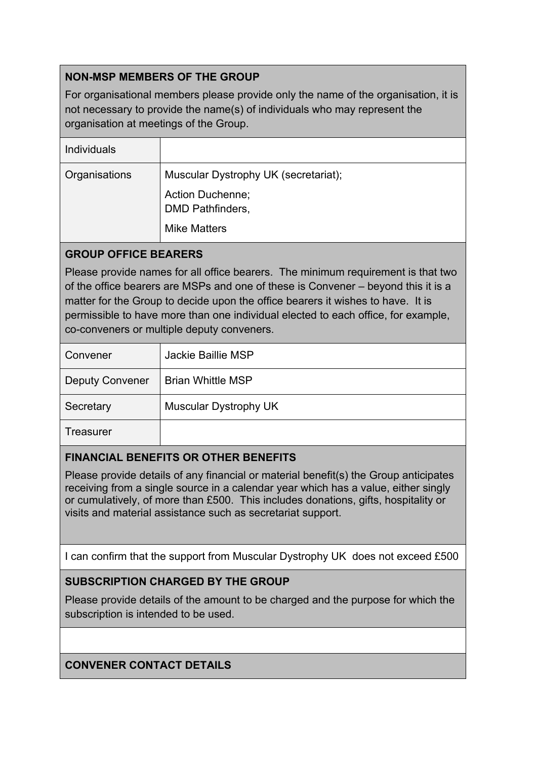**NON-MSP MEMBERS OF THE GROUP**

For organisational members please provide only the name of the organisation, it is not necessary to provide the name(s) of individuals who may represent the organisation at meetings of the Group.

| | |
|---|---|
| Individuals | |
| Organisations | Muscular Dystrophy UK (secretariat);<br>Action Duchenne;<br>DMD Pathfinders,<br>Mike Matters |

**GROUP OFFICE BEARERS**

Please provide names for all office bearers. The minimum requirement is that two of the office bearers are MSPs and one of these is Convener – beyond this it is a matter for the Group to decide upon the office bearers it wishes to have. It is permissible to have more than one individual elected to each office, for example, co-conveners or multiple deputy conveners.

| | |
|---|---|
| Convener | Jackie Baillie MSP |
| Deputy Convener | Brian Whittle MSP |
| Secretary | Muscular Dystrophy UK |
| Treasurer | |

**FINANCIAL BENEFITS OR OTHER BENEFITS**

Please provide details of any financial or material benefit(s) the Group anticipates receiving from a single source in a calendar year which has a value, either singly or cumulatively, of more than £500. This includes donations, gifts, hospitality or visits and material assistance such as secretariat support.

I can confirm that the support from Muscular Dystrophy UK does not exceed £500

**SUBSCRIPTION CHARGED BY THE GROUP**

Please provide details of the amount to be charged and the purpose for which the subscription is intended to be used.

**CONVENER CONTACT DETAILS**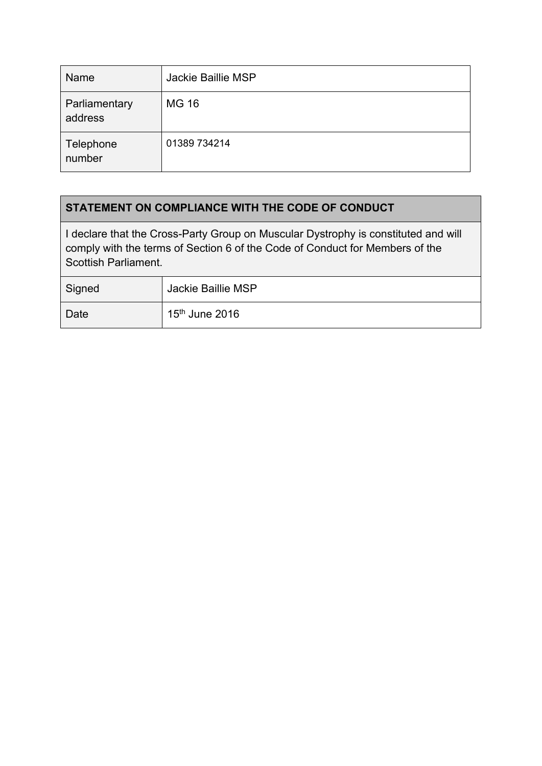| | |
|---|---|
| Name | Jackie Baillie MSP |
| Parliamentary address | MG 16 |
| Telephone number | 01389 734214 |

| STATEMENT ON COMPLIANCE WITH THE CODE OF CONDUCT | |
|---|---|
| I declare that the Cross-Party Group on Muscular Dystrophy is constituted and will comply with the terms of Section 6 of the Code of Conduct for Members of the Scottish Parliament. | |
| Signed | Jackie Baillie MSP |
| Date | 15th June 2016 |